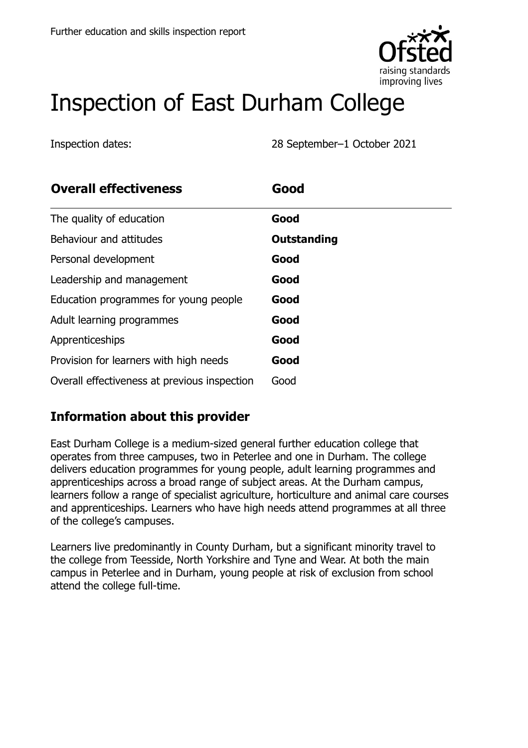Further education and skills inspection report

# Inspection of East Durham College

Inspection dates: 28 September–1 October 2021

| **Overall effectiveness** | **Good** |
| --- | --- |
| The quality of education | **Good** |
| Behaviour and attitudes | **Outstanding** |
| Personal development | **Good** |
| Leadership and management | **Good** |
| Education programmes for young people | **Good** |
| Adult learning programmes | **Good** |
| Apprenticeships | **Good** |
| Provision for learners with high needs | **Good** |
| Overall effectiveness at previous inspection | Good |

## Information about this provider

East Durham College is a medium-sized general further education college that operates from three campuses, two in Peterlee and one in Durham. The college delivers education programmes for young people, adult learning programmes and apprenticeships across a broad range of subject areas. At the Durham campus, learners follow a range of specialist agriculture, horticulture and animal care courses and apprenticeships. Learners who have high needs attend programmes at all three of the college's campuses.

Learners live predominantly in County Durham, but a significant minority travel to the college from Teesside, North Yorkshire and Tyne and Wear. At both the main campus in Peterlee and in Durham, young people at risk of exclusion from school attend the college full-time.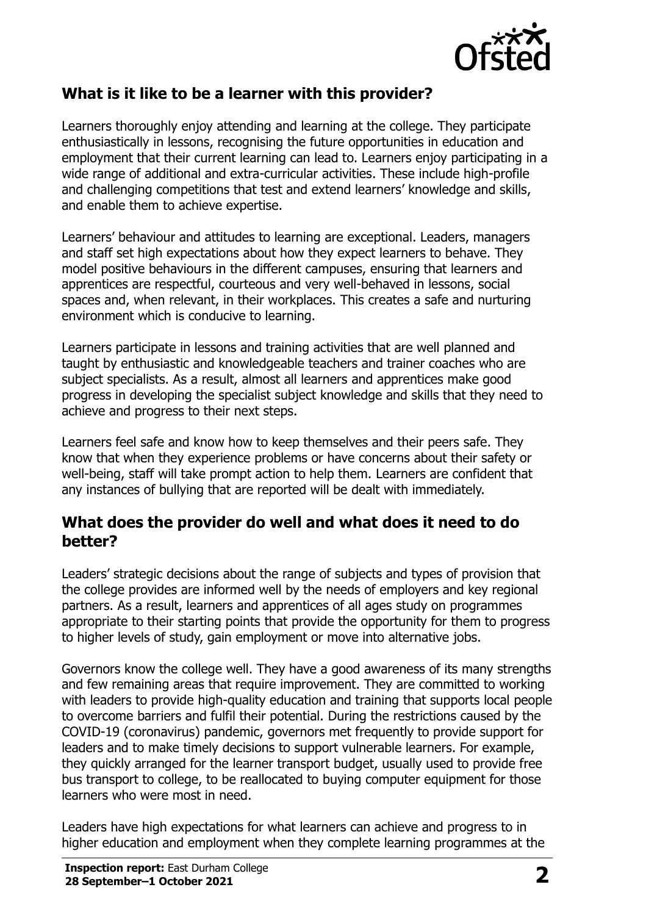## What is it like to be a learner with this provider?

Learners thoroughly enjoy attending and learning at the college. They participate enthusiastically in lessons, recognising the future opportunities in education and employment that their current learning can lead to. Learners enjoy participating in a wide range of additional and extra-curricular activities. These include high-profile and challenging competitions that test and extend learners' knowledge and skills, and enable them to achieve expertise.

Learners' behaviour and attitudes to learning are exceptional. Leaders, managers and staff set high expectations about how they expect learners to behave. They model positive behaviours in the different campuses, ensuring that learners and apprentices are respectful, courteous and very well-behaved in lessons, social spaces and, when relevant, in their workplaces. This creates a safe and nurturing environment which is conducive to learning.

Learners participate in lessons and training activities that are well planned and taught by enthusiastic and knowledgeable teachers and trainer coaches who are subject specialists. As a result, almost all learners and apprentices make good progress in developing the specialist subject knowledge and skills that they need to achieve and progress to their next steps.

Learners feel safe and know how to keep themselves and their peers safe. They know that when they experience problems or have concerns about their safety or well-being, staff will take prompt action to help them. Learners are confident that any instances of bullying that are reported will be dealt with immediately.

## What does the provider do well and what does it need to do better?

Leaders' strategic decisions about the range of subjects and types of provision that the college provides are informed well by the needs of employers and key regional partners. As a result, learners and apprentices of all ages study on programmes appropriate to their starting points that provide the opportunity for them to progress to higher levels of study, gain employment or move into alternative jobs.

Governors know the college well. They have a good awareness of its many strengths and few remaining areas that require improvement. They are committed to working with leaders to provide high-quality education and training that supports local people to overcome barriers and fulfil their potential. During the restrictions caused by the COVID-19 (coronavirus) pandemic, governors met frequently to provide support for leaders and to make timely decisions to support vulnerable learners. For example, they quickly arranged for the learner transport budget, usually used to provide free bus transport to college, to be reallocated to buying computer equipment for those learners who were most in need.

Leaders have high expectations for what learners can achieve and progress to in higher education and employment when they complete learning programmes at the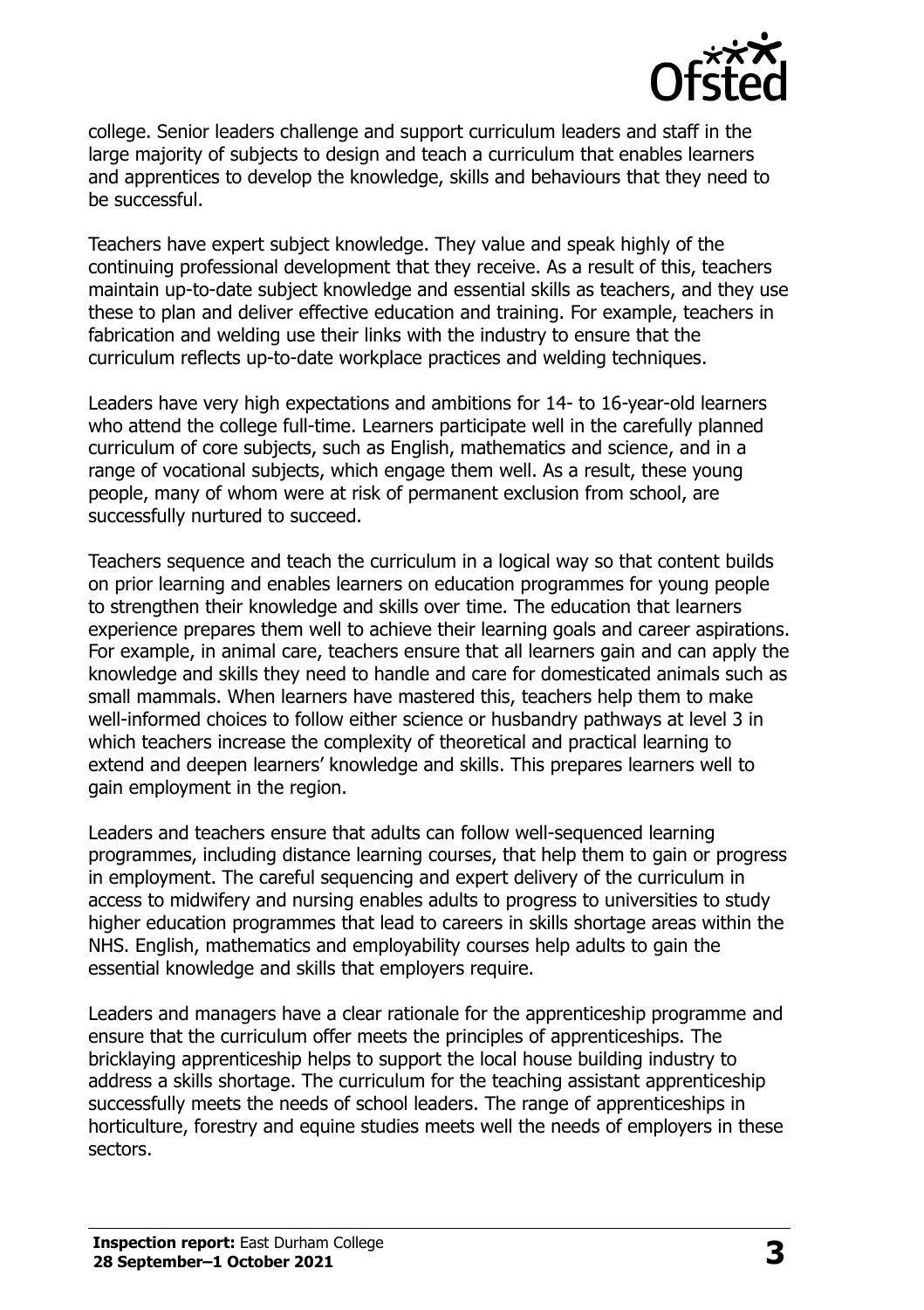college. Senior leaders challenge and support curriculum leaders and staff in the large majority of subjects to design and teach a curriculum that enables learners and apprentices to develop the knowledge, skills and behaviours that they need to be successful.

Teachers have expert subject knowledge. They value and speak highly of the continuing professional development that they receive. As a result of this, teachers maintain up-to-date subject knowledge and essential skills as teachers, and they use these to plan and deliver effective education and training. For example, teachers in fabrication and welding use their links with the industry to ensure that the curriculum reflects up-to-date workplace practices and welding techniques.

Leaders have very high expectations and ambitions for 14- to 16-year-old learners who attend the college full-time. Learners participate well in the carefully planned curriculum of core subjects, such as English, mathematics and science, and in a range of vocational subjects, which engage them well. As a result, these young people, many of whom were at risk of permanent exclusion from school, are successfully nurtured to succeed.

Teachers sequence and teach the curriculum in a logical way so that content builds on prior learning and enables learners on education programmes for young people to strengthen their knowledge and skills over time. The education that learners experience prepares them well to achieve their learning goals and career aspirations. For example, in animal care, teachers ensure that all learners gain and can apply the knowledge and skills they need to handle and care for domesticated animals such as small mammals. When learners have mastered this, teachers help them to make well-informed choices to follow either science or husbandry pathways at level 3 in which teachers increase the complexity of theoretical and practical learning to extend and deepen learners' knowledge and skills. This prepares learners well to gain employment in the region.

Leaders and teachers ensure that adults can follow well-sequenced learning programmes, including distance learning courses, that help them to gain or progress in employment. The careful sequencing and expert delivery of the curriculum in access to midwifery and nursing enables adults to progress to universities to study higher education programmes that lead to careers in skills shortage areas within the NHS. English, mathematics and employability courses help adults to gain the essential knowledge and skills that employers require.

Leaders and managers have a clear rationale for the apprenticeship programme and ensure that the curriculum offer meets the principles of apprenticeships. The bricklaying apprenticeship helps to support the local house building industry to address a skills shortage. The curriculum for the teaching assistant apprenticeship successfully meets the needs of school leaders. The range of apprenticeships in horticulture, forestry and equine studies meets well the needs of employers in these sectors.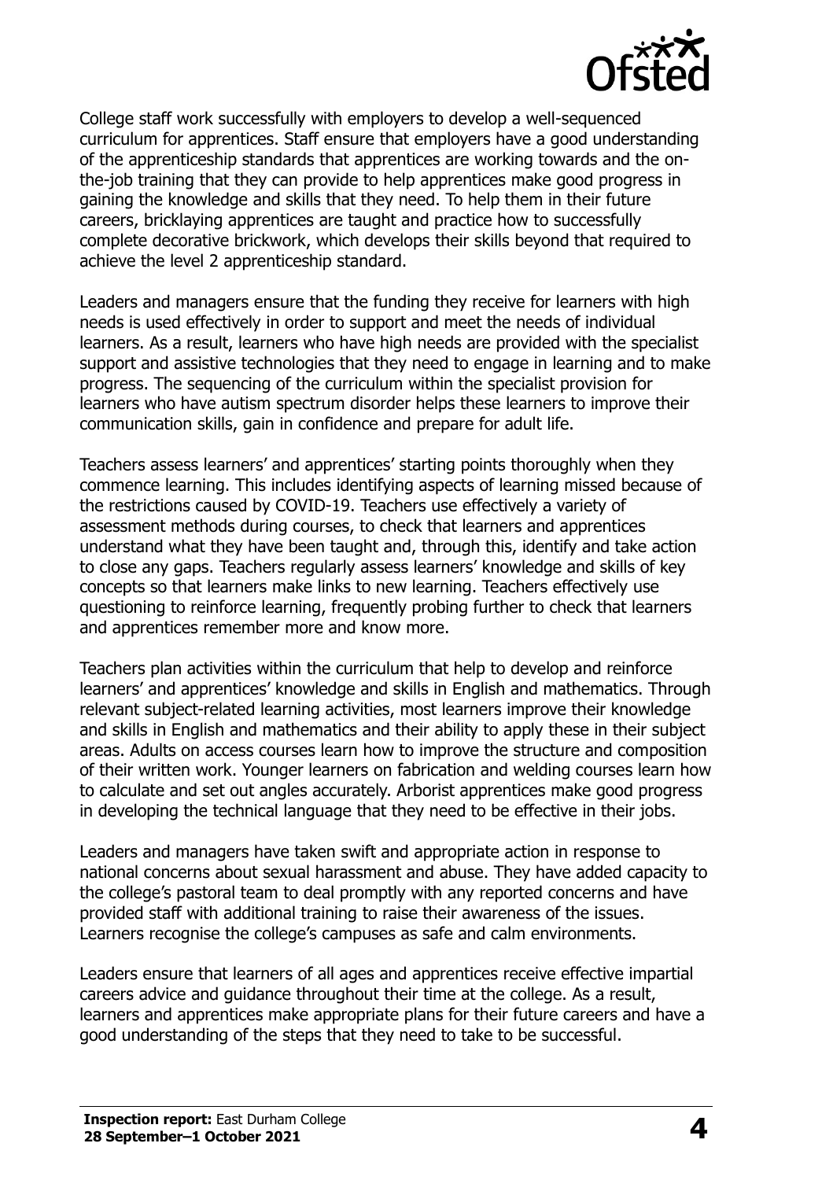College staff work successfully with employers to develop a well-sequenced curriculum for apprentices. Staff ensure that employers have a good understanding of the apprenticeship standards that apprentices are working towards and the on-the-job training that they can provide to help apprentices make good progress in gaining the knowledge and skills that they need. To help them in their future careers, bricklaying apprentices are taught and practice how to successfully complete decorative brickwork, which develops their skills beyond that required to achieve the level 2 apprenticeship standard.

Leaders and managers ensure that the funding they receive for learners with high needs is used effectively in order to support and meet the needs of individual learners. As a result, learners who have high needs are provided with the specialist support and assistive technologies that they need to engage in learning and to make progress. The sequencing of the curriculum within the specialist provision for learners who have autism spectrum disorder helps these learners to improve their communication skills, gain in confidence and prepare for adult life.

Teachers assess learners' and apprentices' starting points thoroughly when they commence learning. This includes identifying aspects of learning missed because of the restrictions caused by COVID-19. Teachers use effectively a variety of assessment methods during courses, to check that learners and apprentices understand what they have been taught and, through this, identify and take action to close any gaps. Teachers regularly assess learners' knowledge and skills of key concepts so that learners make links to new learning. Teachers effectively use questioning to reinforce learning, frequently probing further to check that learners and apprentices remember more and know more.

Teachers plan activities within the curriculum that help to develop and reinforce learners' and apprentices' knowledge and skills in English and mathematics. Through relevant subject-related learning activities, most learners improve their knowledge and skills in English and mathematics and their ability to apply these in their subject areas. Adults on access courses learn how to improve the structure and composition of their written work. Younger learners on fabrication and welding courses learn how to calculate and set out angles accurately. Arborist apprentices make good progress in developing the technical language that they need to be effective in their jobs.

Leaders and managers have taken swift and appropriate action in response to national concerns about sexual harassment and abuse. They have added capacity to the college's pastoral team to deal promptly with any reported concerns and have provided staff with additional training to raise their awareness of the issues. Learners recognise the college's campuses as safe and calm environments.

Leaders ensure that learners of all ages and apprentices receive effective impartial careers advice and guidance throughout their time at the college. As a result, learners and apprentices make appropriate plans for their future careers and have a good understanding of the steps that they need to take to be successful.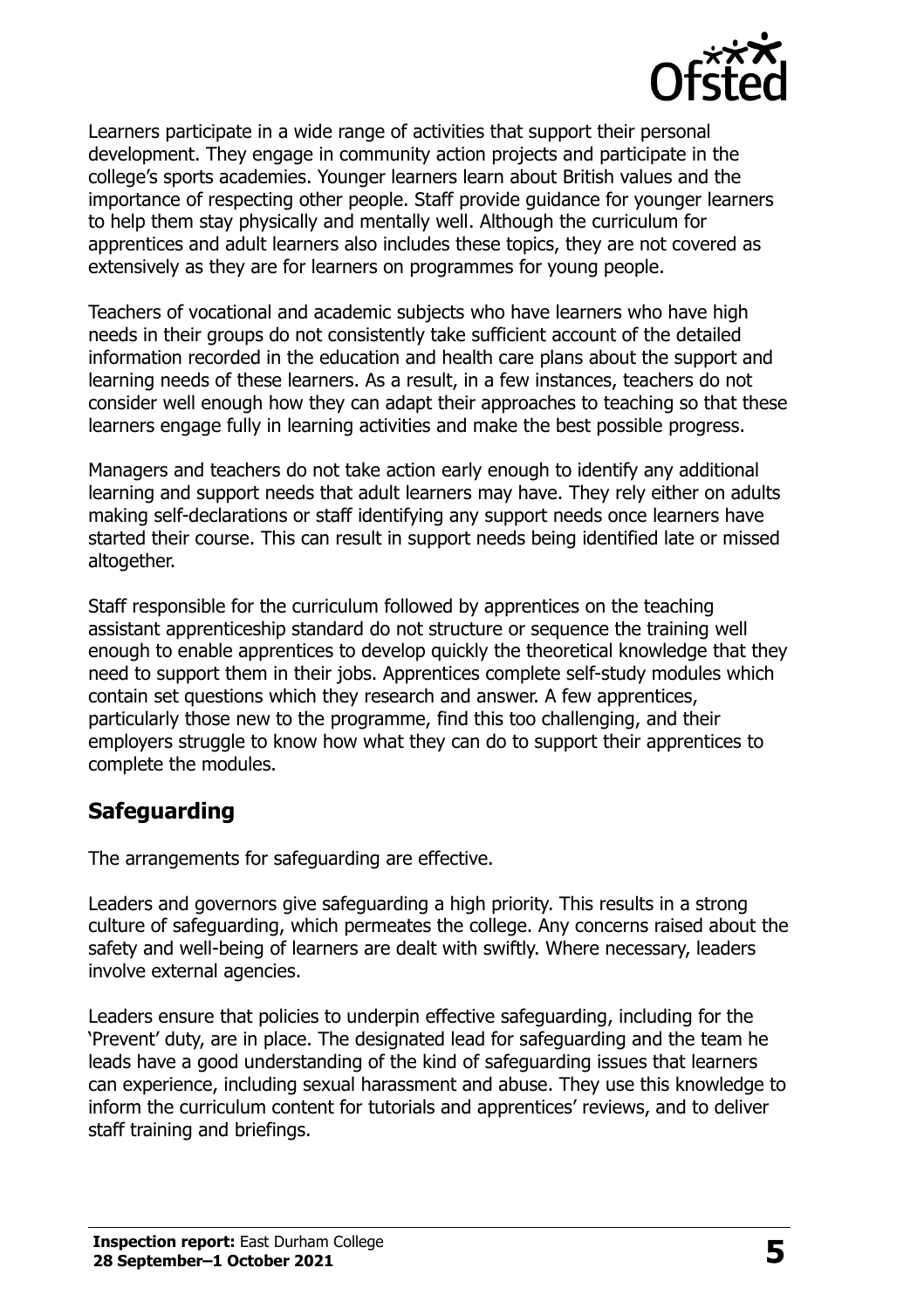Learners participate in a wide range of activities that support their personal development. They engage in community action projects and participate in the college's sports academies. Younger learners learn about British values and the importance of respecting other people. Staff provide guidance for younger learners to help them stay physically and mentally well. Although the curriculum for apprentices and adult learners also includes these topics, they are not covered as extensively as they are for learners on programmes for young people.

Teachers of vocational and academic subjects who have learners who have high needs in their groups do not consistently take sufficient account of the detailed information recorded in the education and health care plans about the support and learning needs of these learners. As a result, in a few instances, teachers do not consider well enough how they can adapt their approaches to teaching so that these learners engage fully in learning activities and make the best possible progress.

Managers and teachers do not take action early enough to identify any additional learning and support needs that adult learners may have. They rely either on adults making self-declarations or staff identifying any support needs once learners have started their course. This can result in support needs being identified late or missed altogether.

Staff responsible for the curriculum followed by apprentices on the teaching assistant apprenticeship standard do not structure or sequence the training well enough to enable apprentices to develop quickly the theoretical knowledge that they need to support them in their jobs. Apprentices complete self-study modules which contain set questions which they research and answer. A few apprentices, particularly those new to the programme, find this too challenging, and their employers struggle to know how what they can do to support their apprentices to complete the modules.

## Safeguarding

The arrangements for safeguarding are effective.

Leaders and governors give safeguarding a high priority. This results in a strong culture of safeguarding, which permeates the college. Any concerns raised about the safety and well-being of learners are dealt with swiftly. Where necessary, leaders involve external agencies.

Leaders ensure that policies to underpin effective safeguarding, including for the 'Prevent' duty, are in place. The designated lead for safeguarding and the team he leads have a good understanding of the kind of safeguarding issues that learners can experience, including sexual harassment and abuse. They use this knowledge to inform the curriculum content for tutorials and apprentices' reviews, and to deliver staff training and briefings.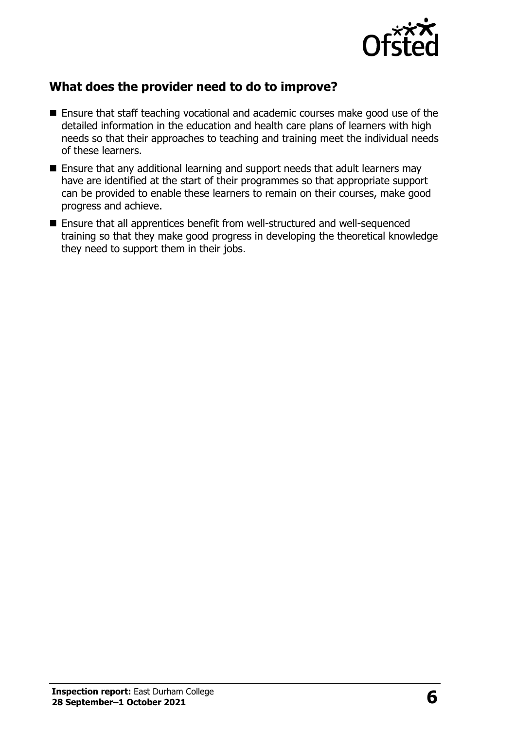## What does the provider need to do to improve?

- Ensure that staff teaching vocational and academic courses make good use of the detailed information in the education and health care plans of learners with high needs so that their approaches to teaching and training meet the individual needs of these learners.
- Ensure that any additional learning and support needs that adult learners may have are identified at the start of their programmes so that appropriate support can be provided to enable these learners to remain on their courses, make good progress and achieve.
- Ensure that all apprentices benefit from well-structured and well-sequenced training so that they make good progress in developing the theoretical knowledge they need to support them in their jobs.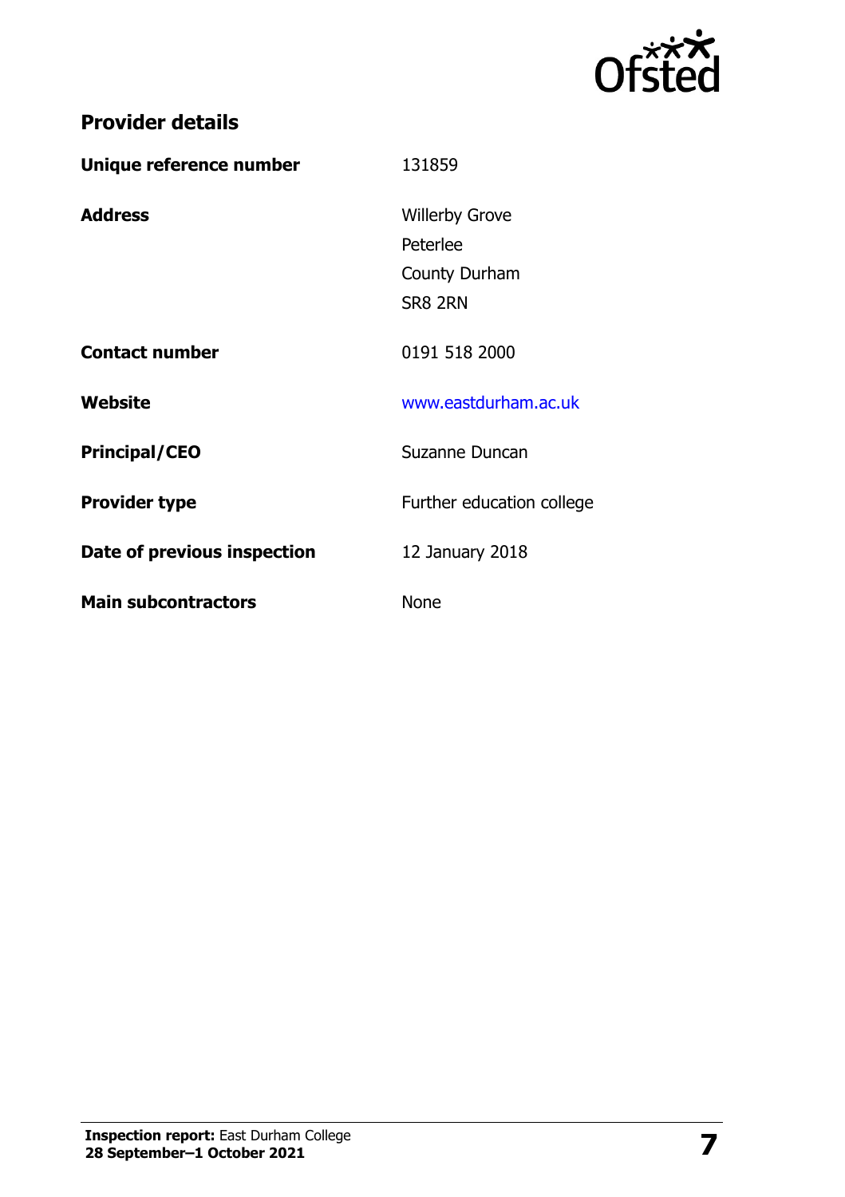## Provider details

| | |
|---|---|
| **Unique reference number** | 131859 |
| **Address** | Willerby Grove<br>Peterlee<br>County Durham<br>SR8 2RN |
| **Contact number** | 0191 518 2000 |
| **Website** | www.eastdurham.ac.uk |
| **Principal/CEO** | Suzanne Duncan |
| **Provider type** | Further education college |
| **Date of previous inspection** | 12 January 2018 |
| **Main subcontractors** | None |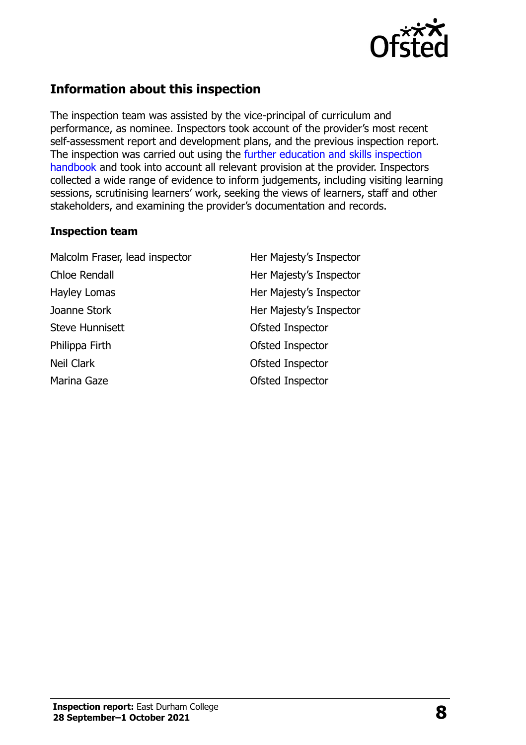## Information about this inspection

The inspection team was assisted by the vice-principal of curriculum and performance, as nominee. Inspectors took account of the provider's most recent self-assessment report and development plans, and the previous inspection report. The inspection was carried out using the further education and skills inspection handbook and took into account all relevant provision at the provider. Inspectors collected a wide range of evidence to inform judgements, including visiting learning sessions, scrutinising learners' work, seeking the views of learners, staff and other stakeholders, and examining the provider's documentation and records.

### Inspection team

| | |
|---|---|
| Malcolm Fraser, lead inspector | Her Majesty's Inspector |
| Chloe Rendall | Her Majesty's Inspector |
| Hayley Lomas | Her Majesty's Inspector |
| Joanne Stork | Her Majesty's Inspector |
| Steve Hunnisett | Ofsted Inspector |
| Philippa Firth | Ofsted Inspector |
| Neil Clark | Ofsted Inspector |
| Marina Gaze | Ofsted Inspector |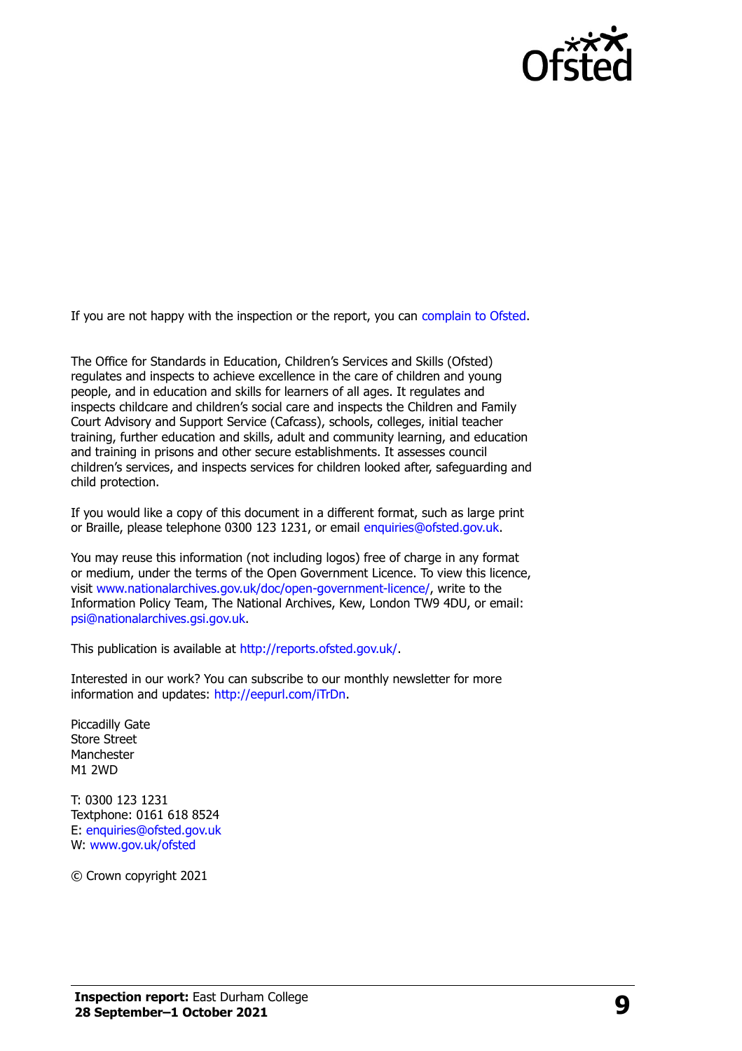If you are not happy with the inspection or the report, you can complain to Ofsted.

The Office for Standards in Education, Children's Services and Skills (Ofsted) regulates and inspects to achieve excellence in the care of children and young people, and in education and skills for learners of all ages. It regulates and inspects childcare and children's social care and inspects the Children and Family Court Advisory and Support Service (Cafcass), schools, colleges, initial teacher training, further education and skills, adult and community learning, and education and training in prisons and other secure establishments. It assesses council children's services, and inspects services for children looked after, safeguarding and child protection.

If you would like a copy of this document in a different format, such as large print or Braille, please telephone 0300 123 1231, or email enquiries@ofsted.gov.uk.

You may reuse this information (not including logos) free of charge in any format or medium, under the terms of the Open Government Licence. To view this licence, visit www.nationalarchives.gov.uk/doc/open-government-licence/, write to the Information Policy Team, The National Archives, Kew, London TW9 4DU, or email: psi@nationalarchives.gsi.gov.uk.

This publication is available at http://reports.ofsted.gov.uk/.

Interested in our work? You can subscribe to our monthly newsletter for more information and updates: http://eepurl.com/iTrDn.

Piccadilly Gate
Store Street
Manchester
M1 2WD

T: 0300 123 1231
Textphone: 0161 618 8524
E: enquiries@ofsted.gov.uk
W: www.gov.uk/ofsted

© Crown copyright 2021